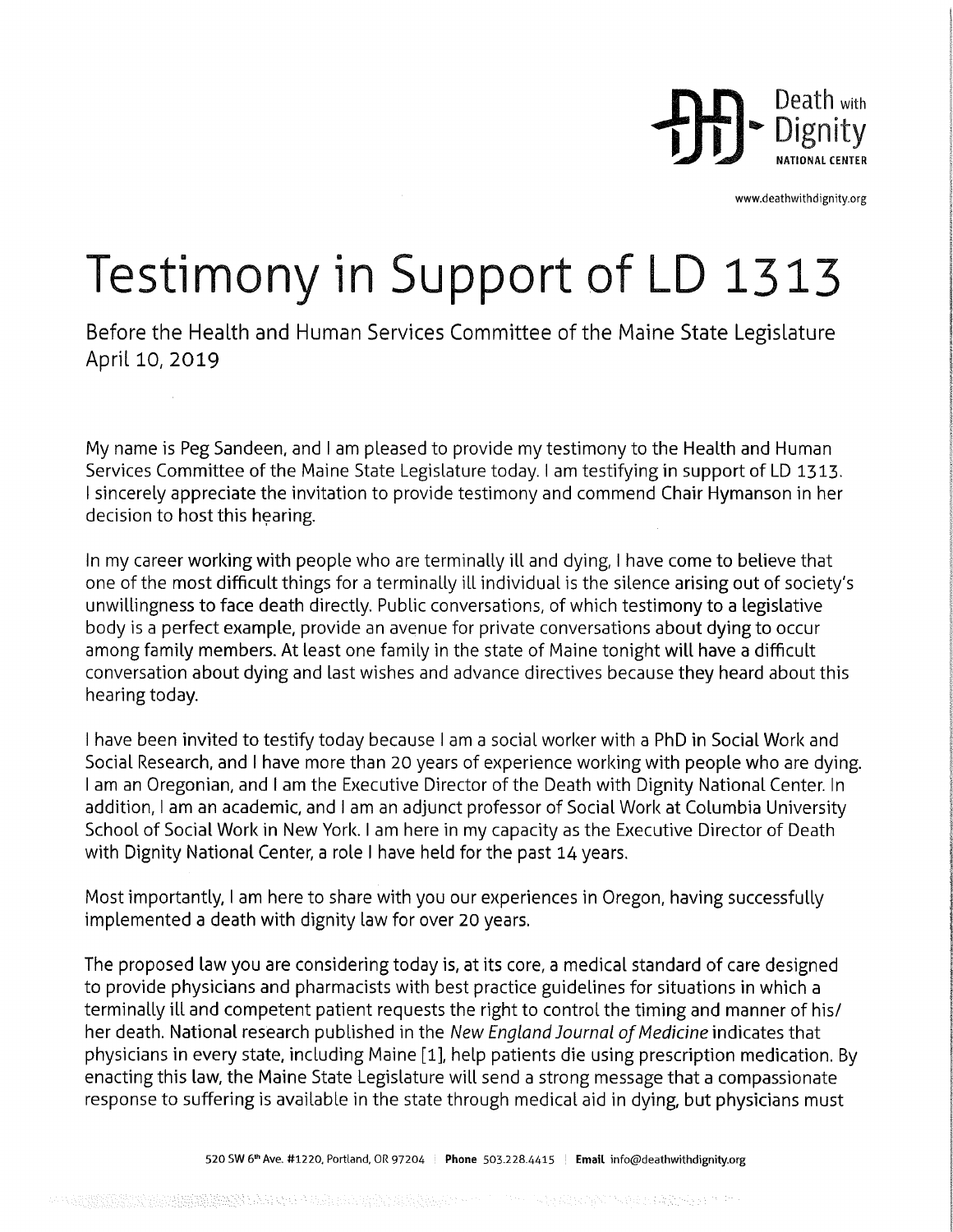Death with Dignity NATIONAL CENTER

www.deathwithdignity.org

# Testimony in Support of LD 1313

Before the Health and Human Services Committee of the Maine State Legislature
April 10, 2019

My name is Peg Sandeen, and I am pleased to provide my testimony to the Health and Human Services Committee of the Maine State Legislature today. I am testifying in support of LD 1313. I sincerely appreciate the invitation to provide testimony and commend Chair Hymanson in her decision to host this hearing.

In my career working with people who are terminally ill and dying, I have come to believe that one of the most difficult things for a terminally ill individual is the silence arising out of society's unwillingness to face death directly. Public conversations, of which testimony to a legislative body is a perfect example, provide an avenue for private conversations about dying to occur among family members. At least one family in the state of Maine tonight will have a difficult conversation about dying and last wishes and advance directives because they heard about this hearing today.

I have been invited to testify today because I am a social worker with a PhD in Social Work and Social Research, and I have more than 20 years of experience working with people who are dying. I am an Oregonian, and I am the Executive Director of the Death with Dignity National Center. In addition, I am an academic, and I am an adjunct professor of Social Work at Columbia University School of Social Work in New York. I am here in my capacity as the Executive Director of Death with Dignity National Center, a role I have held for the past 14 years.

Most importantly, I am here to share with you our experiences in Oregon, having successfully implemented a death with dignity law for over 20 years.

The proposed law you are considering today is, at its core, a medical standard of care designed to provide physicians and pharmacists with best practice guidelines for situations in which a terminally ill and competent patient requests the right to control the timing and manner of his/her death. National research published in the *New England Journal of Medicine* indicates that physicians in every state, including Maine [1], help patients die using prescription medication. By enacting this law, the Maine State Legislature will send a strong message that a compassionate response to suffering is available in the state through medical aid in dying, but physicians must

520 SW 6th Ave. #1220, Portland, OR 97204 | **Phone** 503.228.4415 | **Email** info@deathwithdignity.org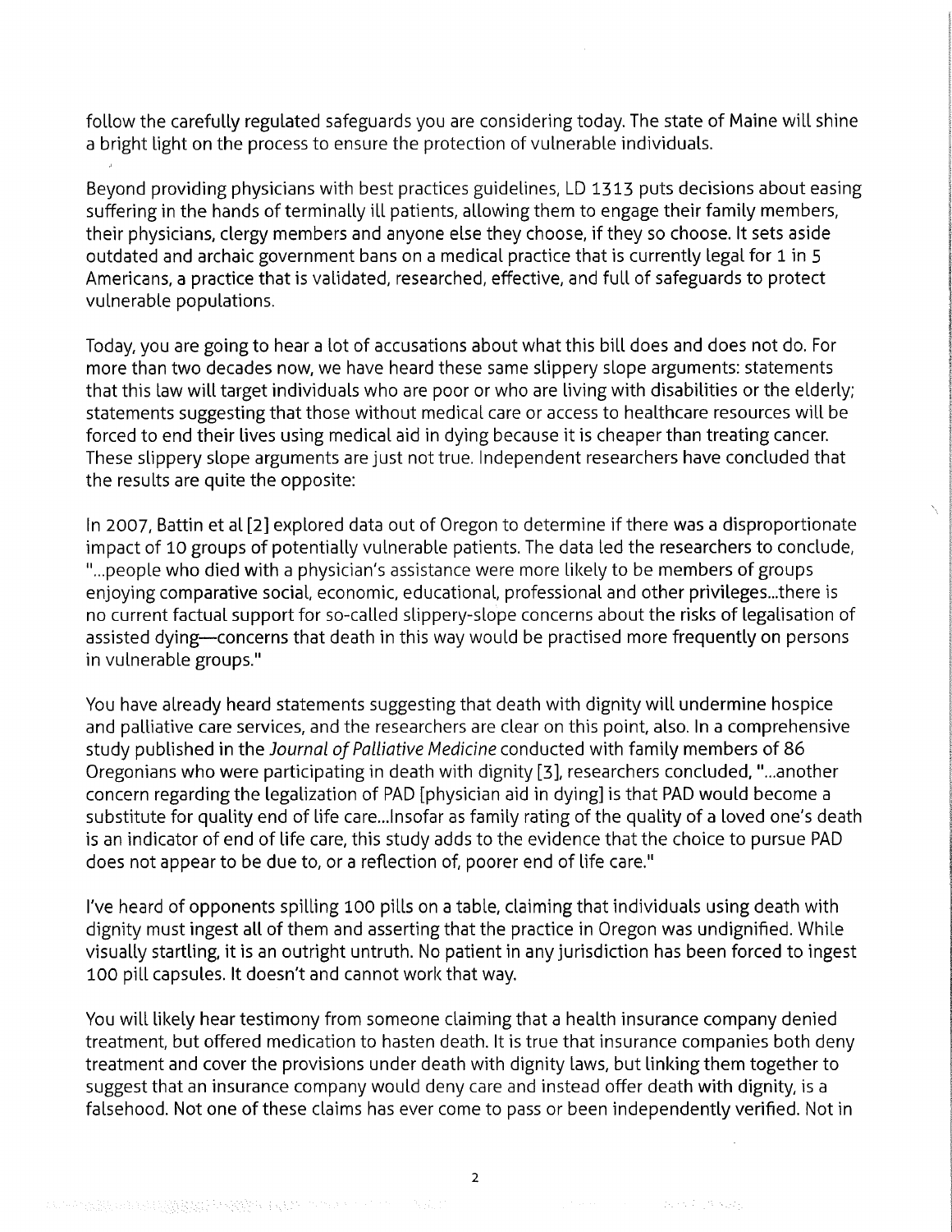follow the carefully regulated safeguards you are considering today. The state of Maine will shine a bright light on the process to ensure the protection of vulnerable individuals.

Beyond providing physicians with best practices guidelines, LD 1313 puts decisions about easing suffering in the hands of terminally ill patients, allowing them to engage their family members, their physicians, clergy members and anyone else they choose, if they so choose. It sets aside outdated and archaic government bans on a medical practice that is currently legal for 1 in 5 Americans, a practice that is validated, researched, effective, and full of safeguards to protect vulnerable populations.

Today, you are going to hear a lot of accusations about what this bill does and does not do. For more than two decades now, we have heard these same slippery slope arguments: statements that this law will target individuals who are poor or who are living with disabilities or the elderly; statements suggesting that those without medical care or access to healthcare resources will be forced to end their lives using medical aid in dying because it is cheaper than treating cancer. These slippery slope arguments are just not true. Independent researchers have concluded that the results are quite the opposite:

In 2007, Battin et al [2] explored data out of Oregon to determine if there was a disproportionate impact of 10 groups of potentially vulnerable patients. The data led the researchers to conclude, "...people who died with a physician's assistance were more likely to be members of groups enjoying comparative social, economic, educational, professional and other privileges...there is no current factual support for so-called slippery-slope concerns about the risks of legalisation of assisted dying—concerns that death in this way would be practised more frequently on persons in vulnerable groups."

You have already heard statements suggesting that death with dignity will undermine hospice and palliative care services, and the researchers are clear on this point, also. In a comprehensive study published in the *Journal of Palliative Medicine* conducted with family members of 86 Oregonians who were participating in death with dignity [3], researchers concluded, "...another concern regarding the legalization of PAD [physician aid in dying] is that PAD would become a substitute for quality end of life care...Insofar as family rating of the quality of a loved one's death is an indicator of end of life care, this study adds to the evidence that the choice to pursue PAD does not appear to be due to, or a reflection of, poorer end of life care."

I've heard of opponents spilling 100 pills on a table, claiming that individuals using death with dignity must ingest all of them and asserting that the practice in Oregon was undignified. While visually startling, it is an outright untruth. No patient in any jurisdiction has been forced to ingest 100 pill capsules. It doesn't and cannot work that way.

You will likely hear testimony from someone claiming that a health insurance company denied treatment, but offered medication to hasten death. It is true that insurance companies both deny treatment and cover the provisions under death with dignity laws, but linking them together to suggest that an insurance company would deny care and instead offer death with dignity, is a falsehood. Not one of these claims has ever come to pass or been independently verified. Not in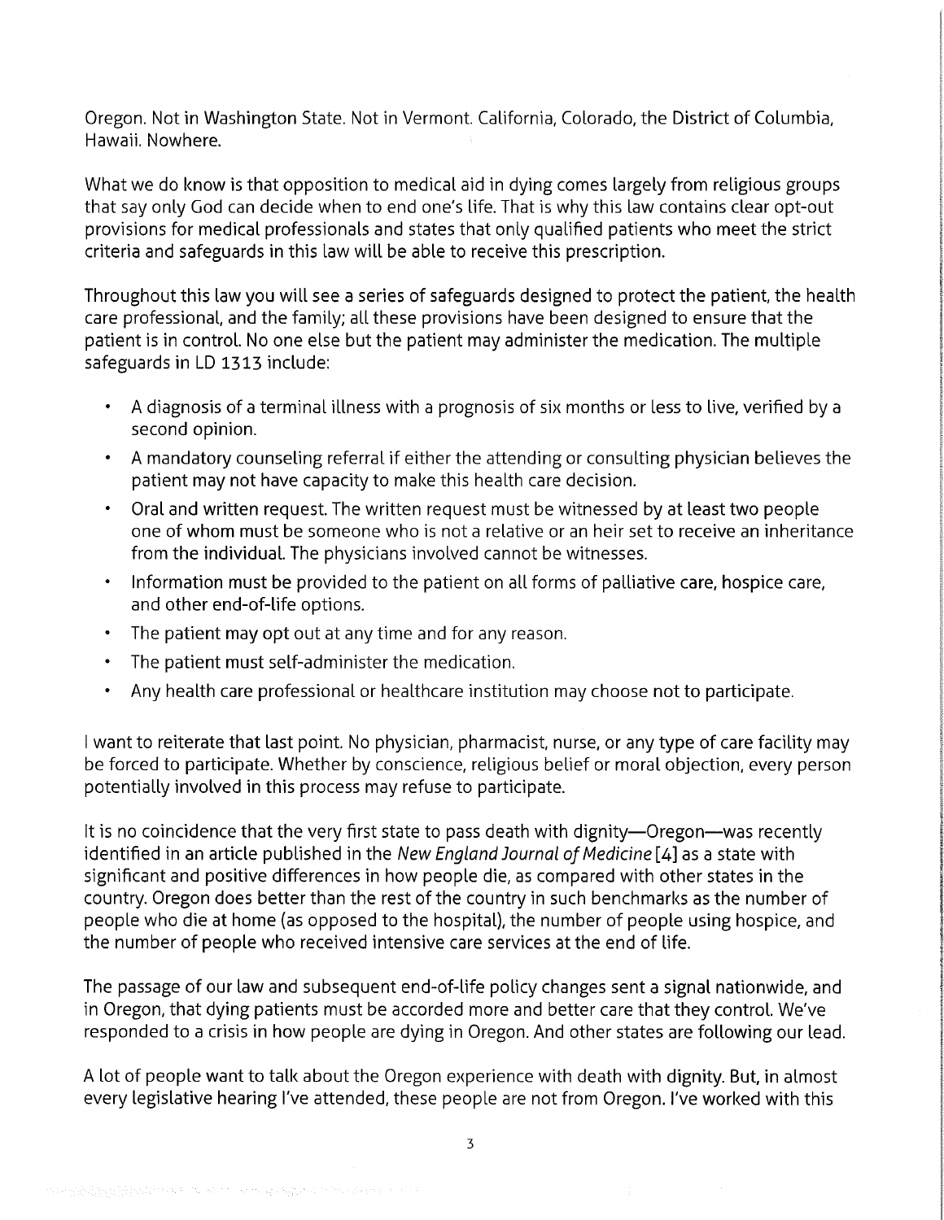Oregon. Not in Washington State. Not in Vermont. California, Colorado, the District of Columbia, Hawaii. Nowhere.

What we do know is that opposition to medical aid in dying comes largely from religious groups that say only God can decide when to end one's life. That is why this law contains clear opt-out provisions for medical professionals and states that only qualified patients who meet the strict criteria and safeguards in this law will be able to receive this prescription.

Throughout this law you will see a series of safeguards designed to protect the patient, the health care professional, and the family; all these provisions have been designed to ensure that the patient is in control. No one else but the patient may administer the medication. The multiple safeguards in LD 1313 include:

- A diagnosis of a terminal illness with a prognosis of six months or less to live, verified by a second opinion.
- A mandatory counseling referral if either the attending or consulting physician believes the patient may not have capacity to make this health care decision.
- Oral and written request. The written request must be witnessed by at least two people one of whom must be someone who is not a relative or an heir set to receive an inheritance from the individual. The physicians involved cannot be witnesses.
- Information must be provided to the patient on all forms of palliative care, hospice care, and other end-of-life options.
- The patient may opt out at any time and for any reason.
- The patient must self-administer the medication.
- Any health care professional or healthcare institution may choose not to participate.

I want to reiterate that last point. No physician, pharmacist, nurse, or any type of care facility may be forced to participate. Whether by conscience, religious belief or moral objection, every person potentially involved in this process may refuse to participate.

It is no coincidence that the very first state to pass death with dignity—Oregon—was recently identified in an article published in the *New England Journal of Medicine* [4] as a state with significant and positive differences in how people die, as compared with other states in the country. Oregon does better than the rest of the country in such benchmarks as the number of people who die at home (as opposed to the hospital), the number of people using hospice, and the number of people who received intensive care services at the end of life.

The passage of our law and subsequent end-of-life policy changes sent a signal nationwide, and in Oregon, that dying patients must be accorded more and better care that they control. We've responded to a crisis in how people are dying in Oregon. And other states are following our lead.

A lot of people want to talk about the Oregon experience with death with dignity. But, in almost every legislative hearing I've attended, these people are not from Oregon. I've worked with this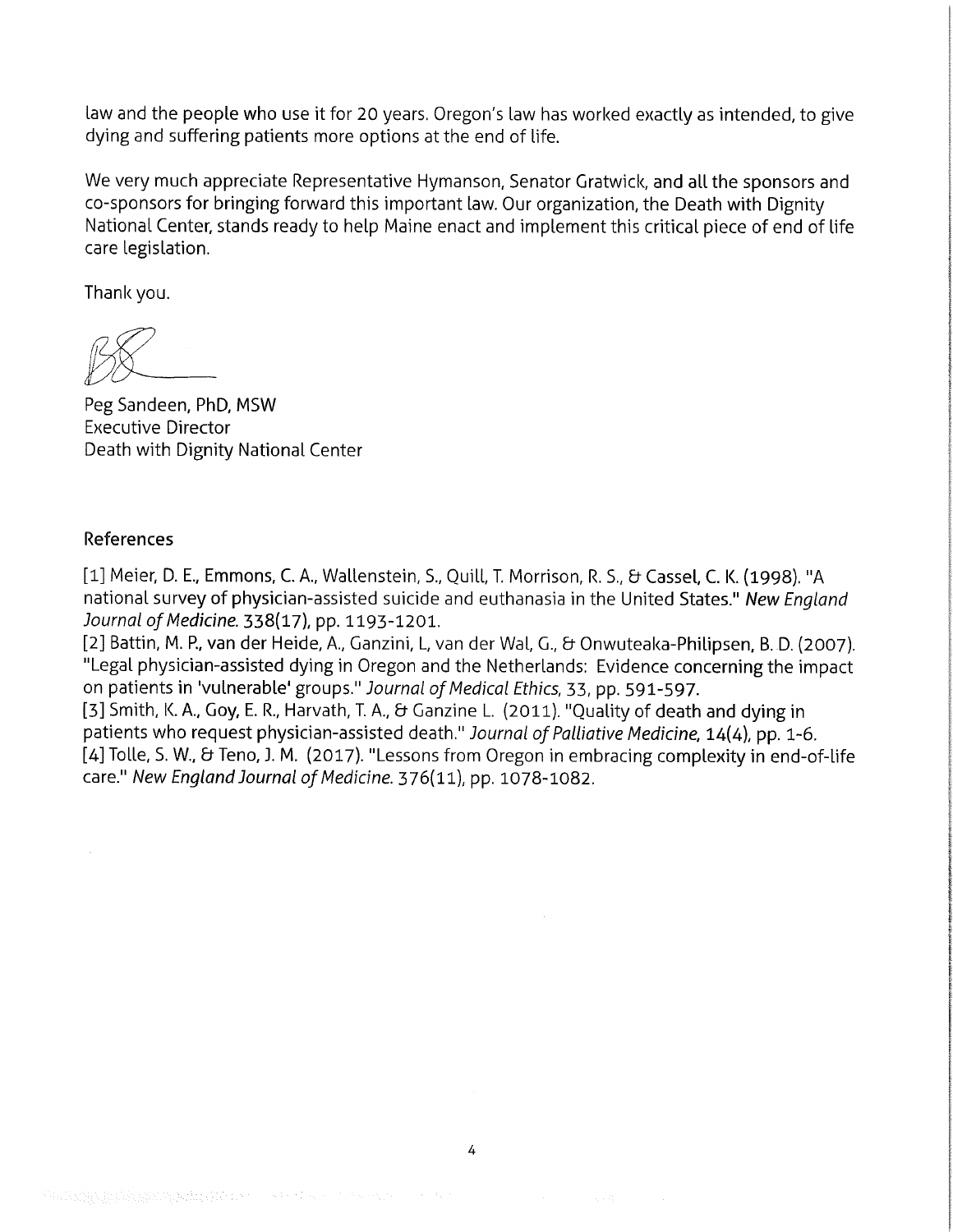law and the people who use it for 20 years. Oregon's law has worked exactly as intended, to give dying and suffering patients more options at the end of life.

We very much appreciate Representative Hymanson, Senator Gratwick, and all the sponsors and co-sponsors for bringing forward this important law. Our organization, the Death with Dignity National Center, stands ready to help Maine enact and implement this critical piece of end of life care legislation.

Thank you.

Peg Sandeen, PhD, MSW
Executive Director
Death with Dignity National Center

## References

[1] Meier, D. E., Emmons, C. A., Wallenstein, S., Quill, T. Morrison, R. S., & Cassel, C. K. (1998). "A national survey of physician-assisted suicide and euthanasia in the United States." *New England Journal of Medicine.* 338(17), pp. 1193-1201.
[2] Battin, M. P., van der Heide, A., Ganzini, L, van der Wal, G., & Onwuteaka-Philipsen, B. D. (2007). "Legal physician-assisted dying in Oregon and the Netherlands: Evidence concerning the impact on patients in 'vulnerable' groups." *Journal of Medical Ethics,* 33, pp. 591-597.
[3] Smith, K. A., Goy, E. R., Harvath, T. A., & Ganzine L. (2011). "Quality of death and dying in patients who request physician-assisted death." *Journal of Palliative Medicine,* 14(4), pp. 1-6.
[4] Tolle, S. W., & Teno, J. M. (2017). "Lessons from Oregon in embracing complexity in end-of-life care." *New England Journal of Medicine.* 376(11), pp. 1078-1082.